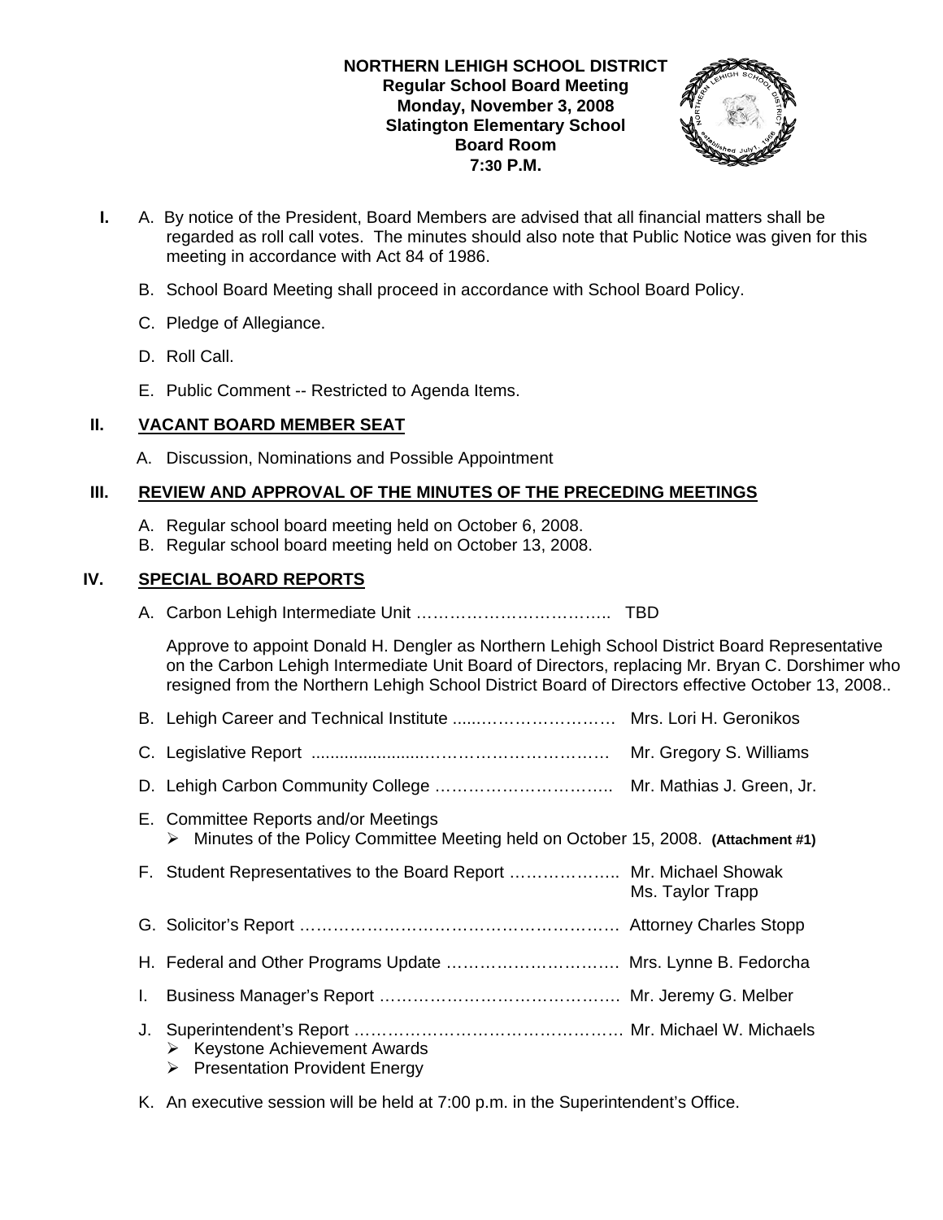**NORTHERN LEHIGH SCHOOL DISTRICT**
**Regular School Board Meeting**
**Monday, November 3, 2008**
**Slatington Elementary School**
**Board Room**
**7:30 P.M.**

**I.** A. By notice of the President, Board Members are advised that all financial matters shall be regarded as roll call votes. The minutes should also note that Public Notice was given for this meeting in accordance with Act 84 of 1986.

B. School Board Meeting shall proceed in accordance with School Board Policy.

C. Pledge of Allegiance.

D. Roll Call.

E. Public Comment -- Restricted to Agenda Items.

## II. VACANT BOARD MEMBER SEAT

A. Discussion, Nominations and Possible Appointment

## III. REVIEW AND APPROVAL OF THE MINUTES OF THE PRECEDING MEETINGS

A. Regular school board meeting held on October 6, 2008.
B. Regular school board meeting held on October 13, 2008.

## IV. SPECIAL BOARD REPORTS

A. Carbon Lehigh Intermediate Unit …………………………….. TBD

Approve to appoint Donald H. Dengler as Northern Lehigh School District Board Representative on the Carbon Lehigh Intermediate Unit Board of Directors, replacing Mr. Bryan C. Dorshimer who resigned from the Northern Lehigh School District Board of Directors effective October 13, 2008..

B. Lehigh Career and Technical Institute .....…………………… Mrs. Lori H. Geronikos

C. Legislative Report ......................……………………………. Mr. Gregory S. Williams

D. Lehigh Carbon Community College ………………………….. Mr. Mathias J. Green, Jr.

E. Committee Reports and/or Meetings
   - Minutes of the Policy Committee Meeting held on October 15, 2008. **(Attachment #1)**

F. Student Representatives to the Board Report ……………….. Mr. Michael Showak
Ms. Taylor Trapp

G. Solicitor's Report …………………………………………………. Attorney Charles Stopp

H. Federal and Other Programs Update …………………………. Mrs. Lynne B. Fedorcha

I. Business Manager's Report ……………………………………. Mr. Jeremy G. Melber

J. Superintendent's Report ………………………………………… Mr. Michael W. Michaels
   - Keystone Achievement Awards
   - Presentation Provident Energy

K. An executive session will be held at 7:00 p.m. in the Superintendent's Office.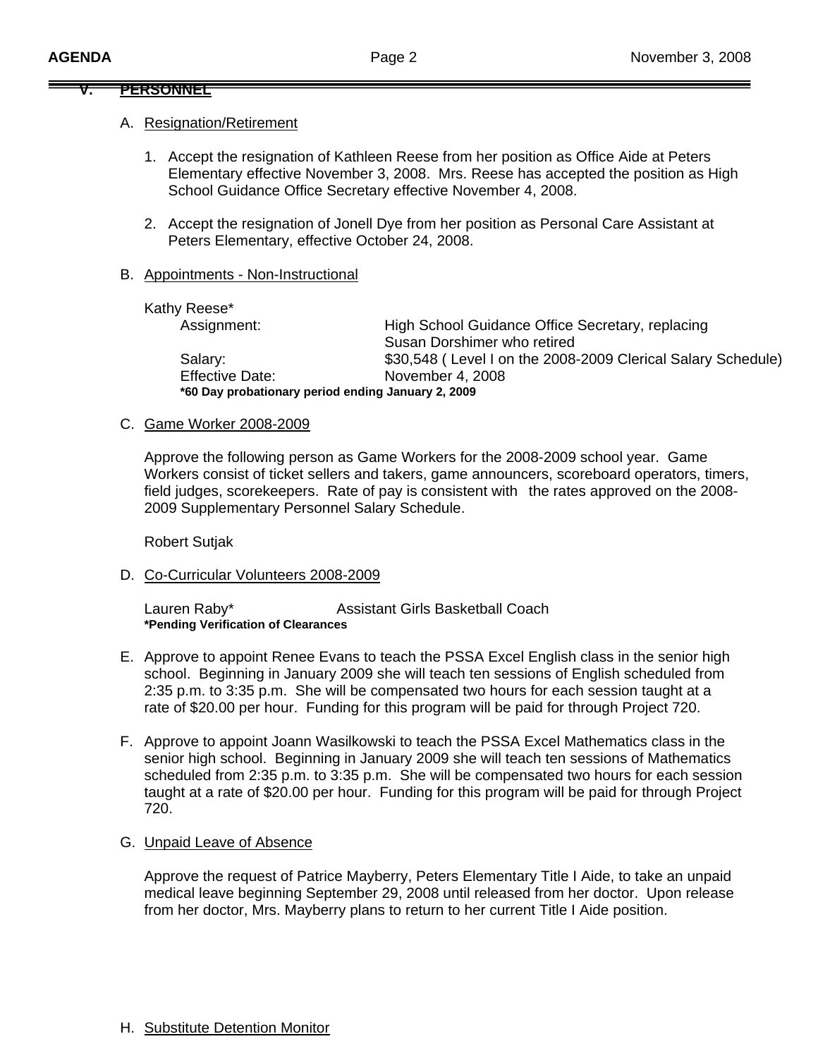## V. PERSONNEL

A. Resignation/Retirement

1. Accept the resignation of Kathleen Reese from her position as Office Aide at Peters Elementary effective November 3, 2008. Mrs. Reese has accepted the position as High School Guidance Office Secretary effective November 4, 2008.

2. Accept the resignation of Jonell Dye from her position as Personal Care Assistant at Peters Elementary, effective October 24, 2008.

B. Appointments - Non-Instructional

Kathy Reese*

| | |
|---|---|
| Assignment: | High School Guidance Office Secretary, replacing Susan Dorshimer who retired |
| Salary: | $30,548 ( Level I on the 2008-2009 Clerical Salary Schedule) |
| Effective Date: | November 4, 2008 |

**\*60 Day probationary period ending January 2, 2009**

C. Game Worker 2008-2009

Approve the following person as Game Workers for the 2008-2009 school year. Game Workers consist of ticket sellers and takers, game announcers, scoreboard operators, timers, field judges, scorekeepers. Rate of pay is consistent with the rates approved on the 2008-2009 Supplementary Personnel Salary Schedule.

Robert Sutjak

D. Co-Curricular Volunteers 2008-2009

Lauren Raby* Assistant Girls Basketball Coach
**\*Pending Verification of Clearances**

E. Approve to appoint Renee Evans to teach the PSSA Excel English class in the senior high school. Beginning in January 2009 she will teach ten sessions of English scheduled from 2:35 p.m. to 3:35 p.m. She will be compensated two hours for each session taught at a rate of $20.00 per hour. Funding for this program will be paid for through Project 720.

F. Approve to appoint Joann Wasilkowski to teach the PSSA Excel Mathematics class in the senior high school. Beginning in January 2009 she will teach ten sessions of Mathematics scheduled from 2:35 p.m. to 3:35 p.m. She will be compensated two hours for each session taught at a rate of $20.00 per hour. Funding for this program will be paid for through Project 720.

G. Unpaid Leave of Absence

Approve the request of Patrice Mayberry, Peters Elementary Title I Aide, to take an unpaid medical leave beginning September 29, 2008 until released from her doctor. Upon release from her doctor, Mrs. Mayberry plans to return to her current Title I Aide position.

H. Substitute Detention Monitor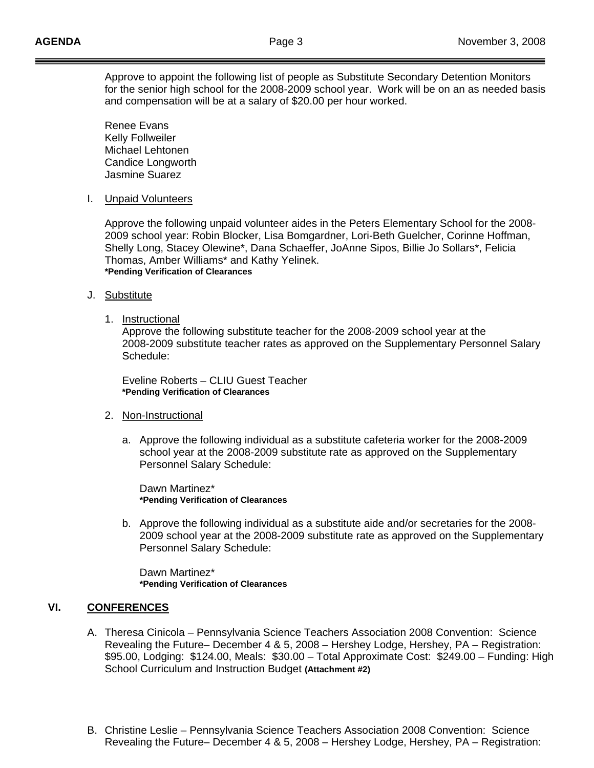Approve to appoint the following list of people as Substitute Secondary Detention Monitors for the senior high school for the 2008-2009 school year. Work will be on an as needed basis and compensation will be at a salary of $20.00 per hour worked.

Renee Evans
Kelly Follweiler
Michael Lehtonen
Candice Longworth
Jasmine Suarez

I. Unpaid Volunteers

Approve the following unpaid volunteer aides in the Peters Elementary School for the 2008-2009 school year: Robin Blocker, Lisa Bomgardner, Lori-Beth Guelcher, Corinne Hoffman, Shelly Long, Stacey Olewine*, Dana Schaeffer, JoAnne Sipos, Billie Jo Sollars*, Felicia Thomas, Amber Williams* and Kathy Yelinek.
**\*Pending Verification of Clearances**

J. Substitute

1. Instructional
   Approve the following substitute teacher for the 2008-2009 school year at the 2008-2009 substitute teacher rates as approved on the Supplementary Personnel Salary Schedule:

   Eveline Roberts – CLIU Guest Teacher
   **\*Pending Verification of Clearances**

2. Non-Instructional

   a. Approve the following individual as a substitute cafeteria worker for the 2008-2009 school year at the 2008-2009 substitute rate as approved on the Supplementary Personnel Salary Schedule:

      Dawn Martinez*
      **\*Pending Verification of Clearances**

   b. Approve the following individual as a substitute aide and/or secretaries for the 2008-2009 school year at the 2008-2009 substitute rate as approved on the Supplementary Personnel Salary Schedule:

      Dawn Martinez*
      **\*Pending Verification of Clearances**

## VI. CONFERENCES

A. Theresa Cinicola – Pennsylvania Science Teachers Association 2008 Convention: Science Revealing the Future– December 4 & 5, 2008 – Hershey Lodge, Hershey, PA – Registration: $95.00, Lodging: $124.00, Meals: $30.00 – Total Approximate Cost: $249.00 – Funding: High School Curriculum and Instruction Budget **(Attachment #2)**

B. Christine Leslie – Pennsylvania Science Teachers Association 2008 Convention: Science Revealing the Future– December 4 & 5, 2008 – Hershey Lodge, Hershey, PA – Registration: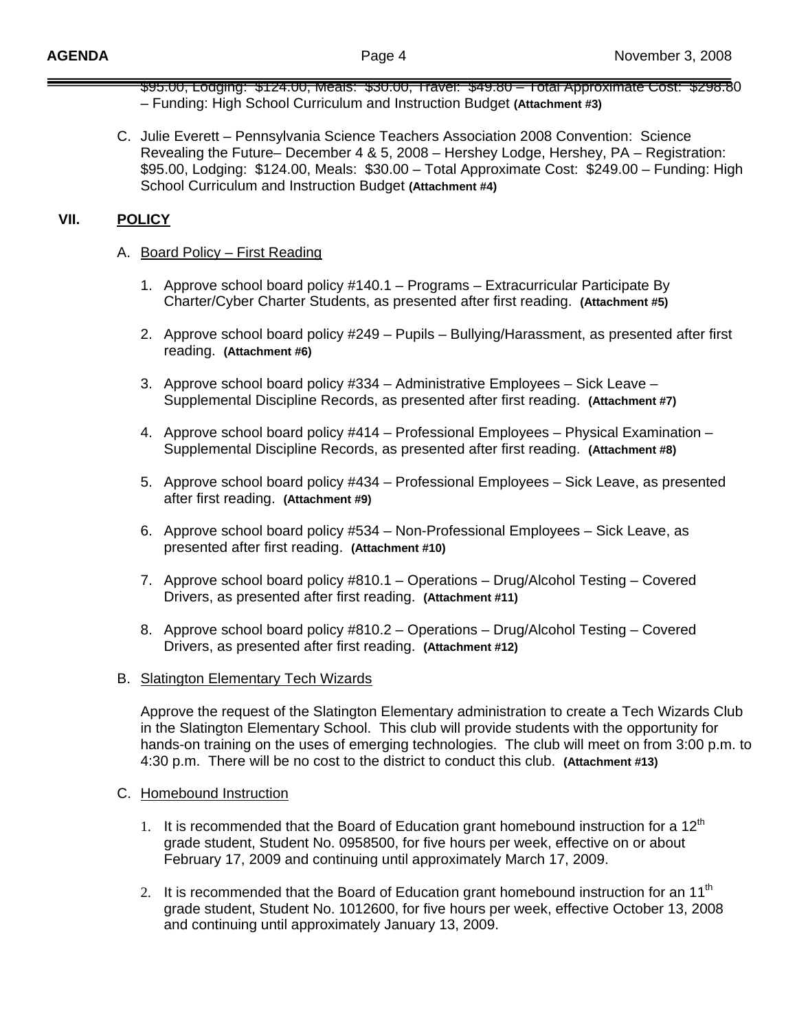$95.00, Lodging: $124.00, Meals: $30.00, Travel: $49.80 – Total Approximate Cost: $298.80 – Funding: High School Curriculum and Instruction Budget **(Attachment #3)**

C. Julie Everett – Pennsylvania Science Teachers Association 2008 Convention: Science Revealing the Future– December 4 & 5, 2008 – Hershey Lodge, Hershey, PA – Registration: $95.00, Lodging: $124.00, Meals: $30.00 – Total Approximate Cost: $249.00 – Funding: High School Curriculum and Instruction Budget **(Attachment #4)**

## VII. POLICY

A. Board Policy – First Reading

1. Approve school board policy #140.1 – Programs – Extracurricular Participate By Charter/Cyber Charter Students, as presented after first reading. **(Attachment #5)**
2. Approve school board policy #249 – Pupils – Bullying/Harassment, as presented after first reading. **(Attachment #6)**
3. Approve school board policy #334 – Administrative Employees – Sick Leave – Supplemental Discipline Records, as presented after first reading. **(Attachment #7)**
4. Approve school board policy #414 – Professional Employees – Physical Examination – Supplemental Discipline Records, as presented after first reading. **(Attachment #8)**
5. Approve school board policy #434 – Professional Employees – Sick Leave, as presented after first reading. **(Attachment #9)**
6. Approve school board policy #534 – Non-Professional Employees – Sick Leave, as presented after first reading. **(Attachment #10)**
7. Approve school board policy #810.1 – Operations – Drug/Alcohol Testing – Covered Drivers, as presented after first reading. **(Attachment #11)**
8. Approve school board policy #810.2 – Operations – Drug/Alcohol Testing – Covered Drivers, as presented after first reading. **(Attachment #12)**

B. Slatington Elementary Tech Wizards

Approve the request of the Slatington Elementary administration to create a Tech Wizards Club in the Slatington Elementary School. This club will provide students with the opportunity for hands-on training on the uses of emerging technologies. The club will meet on from 3:00 p.m. to 4:30 p.m. There will be no cost to the district to conduct this club. **(Attachment #13)**

C. Homebound Instruction

1. It is recommended that the Board of Education grant homebound instruction for a 12th grade student, Student No. 0958500, for five hours per week, effective on or about February 17, 2009 and continuing until approximately March 17, 2009.
2. It is recommended that the Board of Education grant homebound instruction for an 11th grade student, Student No. 1012600, for five hours per week, effective October 13, 2008 and continuing until approximately January 13, 2009.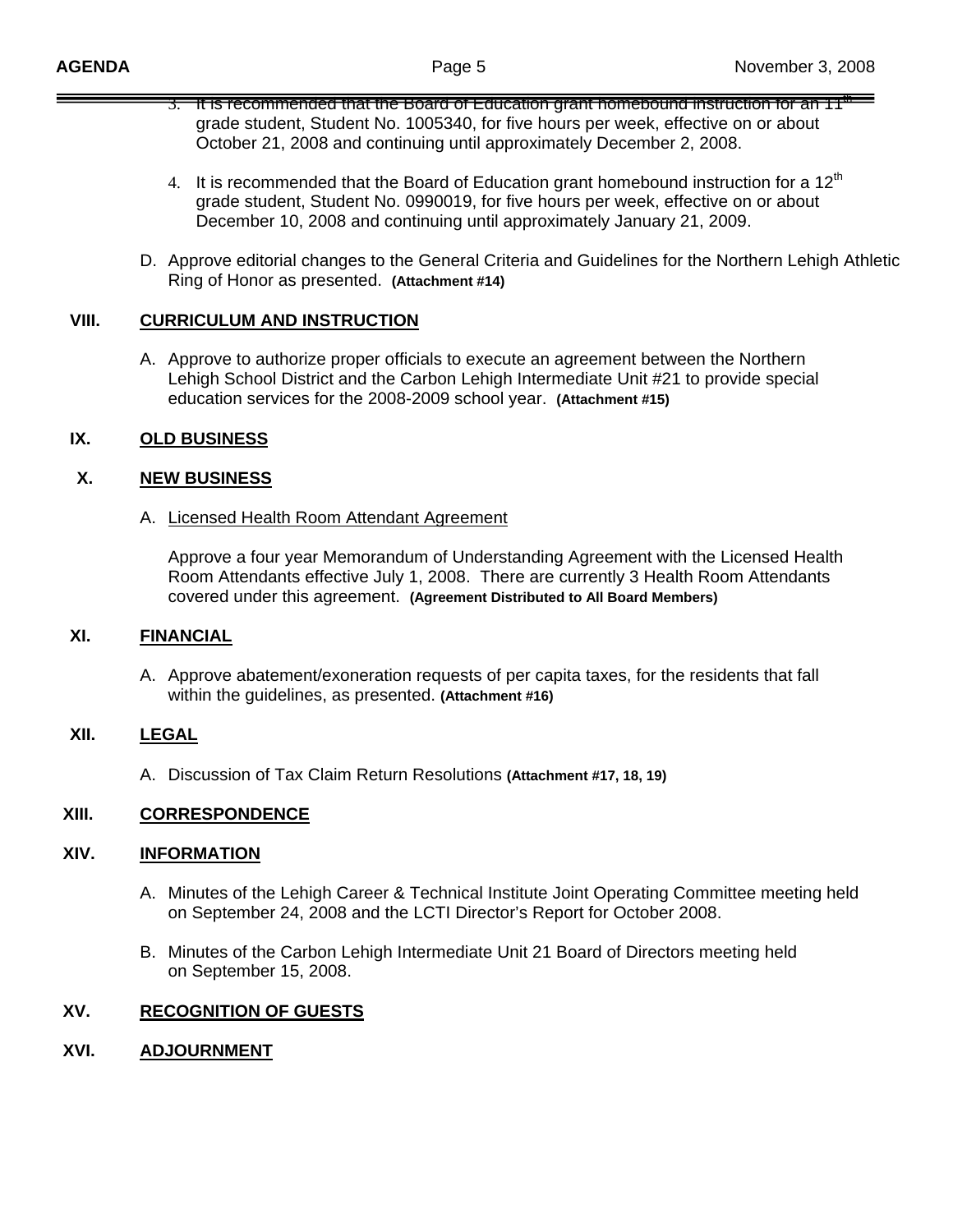3. It is recommended that the Board of Education grant homebound instruction for an 11th grade student, Student No. 1005340, for five hours per week, effective on or about October 21, 2008 and continuing until approximately December 2, 2008.

4. It is recommended that the Board of Education grant homebound instruction for a 12th grade student, Student No. 0990019, for five hours per week, effective on or about December 10, 2008 and continuing until approximately January 21, 2009.

D. Approve editorial changes to the General Criteria and Guidelines for the Northern Lehigh Athletic Ring of Honor as presented. **(Attachment #14)**

## VIII. CURRICULUM AND INSTRUCTION

A. Approve to authorize proper officials to execute an agreement between the Northern Lehigh School District and the Carbon Lehigh Intermediate Unit #21 to provide special education services for the 2008-2009 school year. **(Attachment #15)**

## IX. OLD BUSINESS

## X. NEW BUSINESS

A. Licensed Health Room Attendant Agreement

Approve a four year Memorandum of Understanding Agreement with the Licensed Health Room Attendants effective July 1, 2008. There are currently 3 Health Room Attendants covered under this agreement. **(Agreement Distributed to All Board Members)**

## XI. FINANCIAL

A. Approve abatement/exoneration requests of per capita taxes, for the residents that fall within the guidelines, as presented. **(Attachment #16)**

## XII. LEGAL

A. Discussion of Tax Claim Return Resolutions **(Attachment #17, 18, 19)**

## XIII. CORRESPONDENCE

## XIV. INFORMATION

A. Minutes of the Lehigh Career & Technical Institute Joint Operating Committee meeting held on September 24, 2008 and the LCTI Director's Report for October 2008.

B. Minutes of the Carbon Lehigh Intermediate Unit 21 Board of Directors meeting held on September 15, 2008.

## XV. RECOGNITION OF GUESTS

## XVI. ADJOURNMENT